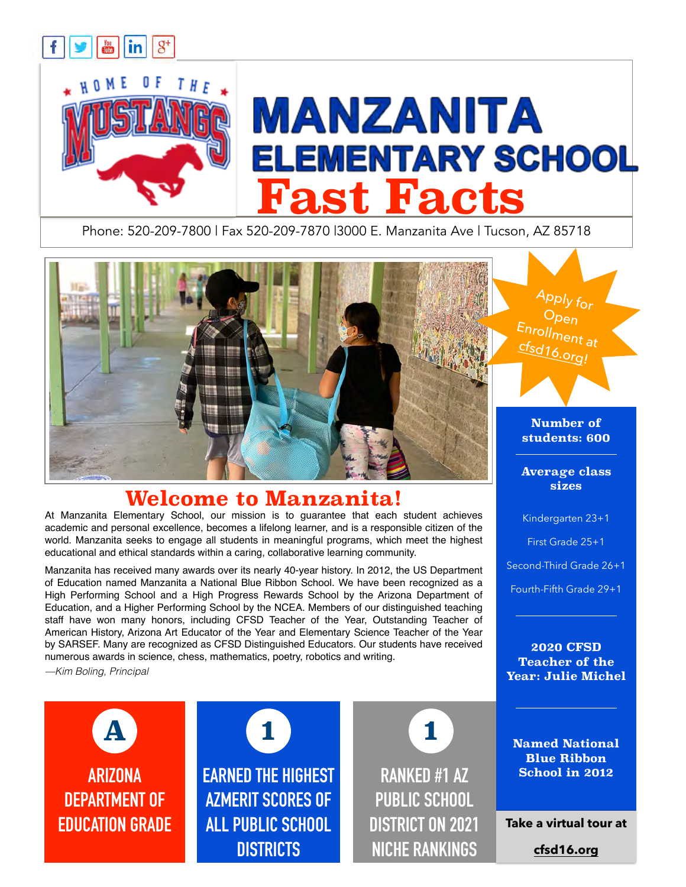HOME OF THE MUSTANGS

# MANZANITA ELEMENTARY SCHOOL

# Fast Facts

Phone: 520-209-7800 | Fax 520-209-7870 |3000 E. Manzanita Ave | Tucson, AZ 85718

Apply for Open Enrollment at cfsd16.org!

## Welcome to Manzanita!

At Manzanita Elementary School, our mission is to guarantee that each student achieves academic and personal excellence, becomes a lifelong learner, and is a responsible citizen of the world. Manzanita seeks to engage all students in meaningful programs, which meet the highest educational and ethical standards within a caring, collaborative learning community.

Manzanita has received many awards over its nearly 40-year history. In 2012, the US Department of Education named Manzanita a National Blue Ribbon School. We have been recognized as a High Performing School and a High Progress Rewards School by the Arizona Department of Education, and a Higher Performing School by the NCEA. Members of our distinguished teaching staff have won many honors, including CFSD Teacher of the Year, Outstanding Teacher of American History, Arizona Art Educator of the Year and Elementary Science Teacher of the Year by SARSEF. Many are recognized as CFSD Distinguished Educators. Our students have received numerous awards in science, chess, mathematics, poetry, robotics and writing.

*—Kim Boling, Principal*

**Number of students: 600**

**Average class sizes**

Kindergarten 23+1

First Grade 25+1

Second-Third Grade 26+1

Fourth-Fifth Grade 29+1

**2020 CFSD Teacher of the Year: Julie Michel**

**Named National Blue Ribbon School in 2012**

**A** — ARIZONA DEPARTMENT OF EDUCATION GRADE

**1** — EARNED THE HIGHEST AZMERIT SCORES OF ALL PUBLIC SCHOOL DISTRICTS

**1** — RANKED #1 AZ PUBLIC SCHOOL DISTRICT ON 2021 NICHE RANKINGS

**Take a virtual tour at cfsd16.org**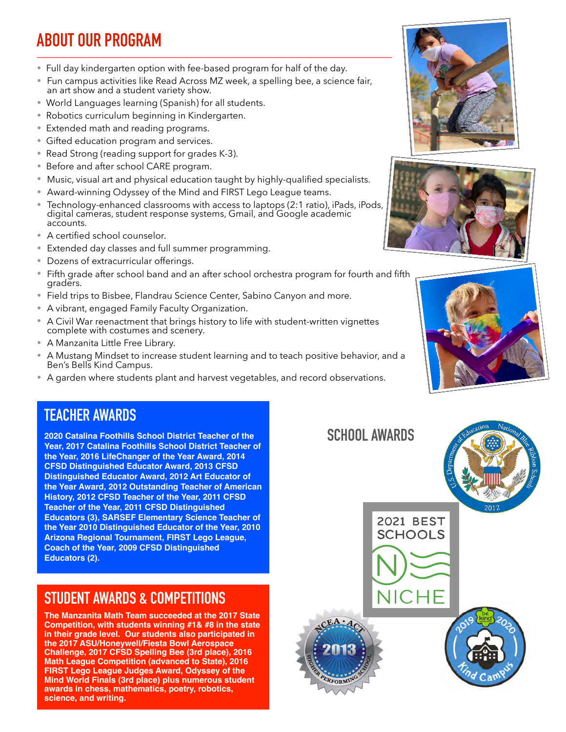## ABOUT OUR PROGRAM

- Full day kindergarten option with fee-based program for half of the day.
- Fun campus activities like Read Across MZ week, a spelling bee, a science fair, an art show and a student variety show.
- World Languages learning (Spanish) for all students.
- Robotics curriculum beginning in Kindergarten.
- Extended math and reading programs.
- Gifted education program and services.
- Read Strong (reading support for grades K-3).
- Before and after school CARE program.
- Music, visual art and physical education taught by highly-qualified specialists.
- Award-winning Odyssey of the Mind and FIRST Lego League teams.
- Technology-enhanced classrooms with access to laptops (2:1 ratio), iPads, iPods, digital cameras, student response systems, Gmail, and Google academic accounts.
- A certified school counselor.
- Extended day classes and full summer programming.
- Dozens of extracurricular offerings.
- Fifth grade after school band and an after school orchestra program for fourth and fifth graders.
- Field trips to Bisbee, Flandrau Science Center, Sabino Canyon and more.
- A vibrant, engaged Family Faculty Organization.
- A Civil War reenactment that brings history to life with student-written vignettes complete with costumes and scenery.
- A Manzanita Little Free Library.
- A Mustang Mindset to increase student learning and to teach positive behavior, and a Ben's Bells Kind Campus.
- A garden where students plant and harvest vegetables, and record observations.

## TEACHER AWARDS

**2020 Catalina Foothills School District Teacher of the Year, 2017 Catalina Foothills School District Teacher of the Year, 2016 LifeChanger of the Year Award, 2014 CFSD Distinguished Educator Award, 2013 CFSD Distinguished Educator Award, 2012 Art Educator of the Year Award, 2012 Outstanding Teacher of American History, 2012 CFSD Teacher of the Year, 2011 CFSD Teacher of the Year, 2011 CFSD Distinguished Educators (3), SARSEF Elementary Science Teacher of the Year 2010 Distinguished Educator of the Year, 2010 Arizona Regional Tournament, FIRST Lego League, Coach of the Year, 2009 CFSD Distinguished Educators (2).**

## STUDENT AWARDS & COMPETITIONS

**The Manzanita Math Team succeeded at the 2017 State Competition, with students winning #1& #8 in the state in their grade level. Our students also participated in the 2017 ASU/Honeywell/Fiesta Bowl Aerospace Challenge, 2017 CFSD Spelling Bee (3rd place), 2016 Math League Competition (advanced to State), 2016 FIRST Lego League Judges Award, Odyssey of the Mind World Finals (3rd place) plus numerous student awards in chess, mathematics, poetry, robotics, science, and writing.**

## SCHOOL AWARDS

U.S. Department of Education National Blue Ribbon Schools 2012

2021 BEST SCHOOLS NICHE

NCEA • ACT 2013 HIGHER PERFORMING SCHOOL

be kind 2019 2020 Kind Campus